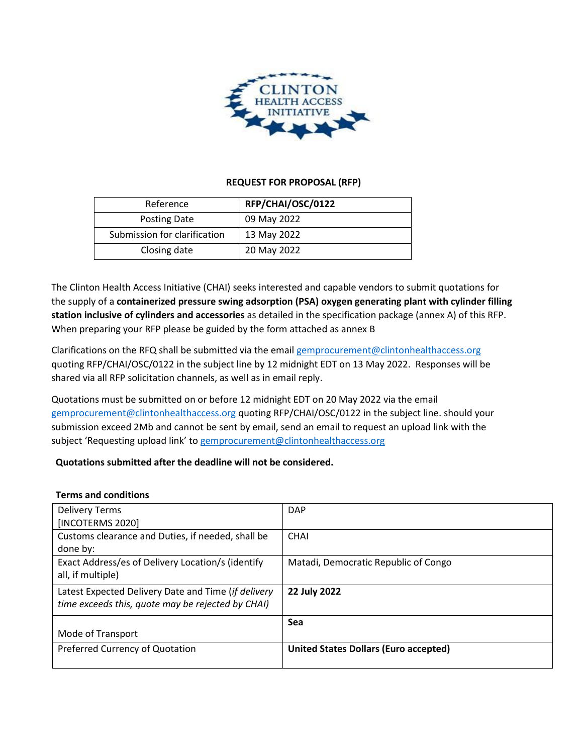# REQUEST FOR PROPOSAL (RFP)

| Reference | **RFP/CHAI/OSC/0122** |
|---|---|
| Posting Date | 09 May 2022 |
| Submission for clarification | 13 May 2022 |
| Closing date | 20 May 2022 |

The Clinton Health Access Initiative (CHAI) seeks interested and capable vendors to submit quotations for the supply of a **containerized pressure swing adsorption (PSA) oxygen generating plant with cylinder filling station inclusive of cylinders and accessories** as detailed in the specification package (annex A) of this RFP. When preparing your RFP please be guided by the form attached as annex B

Clarifications on the RFQ shall be submitted via the email gemprocurement@clintonhealthaccess.org quoting RFP/CHAI/OSC/0122 in the subject line by 12 midnight EDT on 13 May 2022. Responses will be shared via all RFP solicitation channels, as well as in email reply.

Quotations must be submitted on or before 12 midnight EDT on 20 May 2022 via the email gemprocurement@clintonhealthaccess.org quoting RFP/CHAI/OSC/0122 in the subject line. should your submission exceed 2Mb and cannot be sent by email, send an email to request an upload link with the subject 'Requesting upload link' to gemprocurement@clintonhealthaccess.org

**Quotations submitted after the deadline will not be considered.**

**Terms and conditions**

| | |
|---|---|
| Delivery Terms [INCOTERMS 2020] | DAP |
| Customs clearance and Duties, if needed, shall be done by: | CHAI |
| Exact Address/es of Delivery Location/s (identify all, if multiple) | Matadi, Democratic Republic of Congo |
| Latest Expected Delivery Date and Time (*if delivery time exceeds this, quote may be rejected by CHAI)* | **22 July 2022** |
| Mode of Transport | **Sea** |
| Preferred Currency of Quotation | **United States Dollars (Euro accepted)** |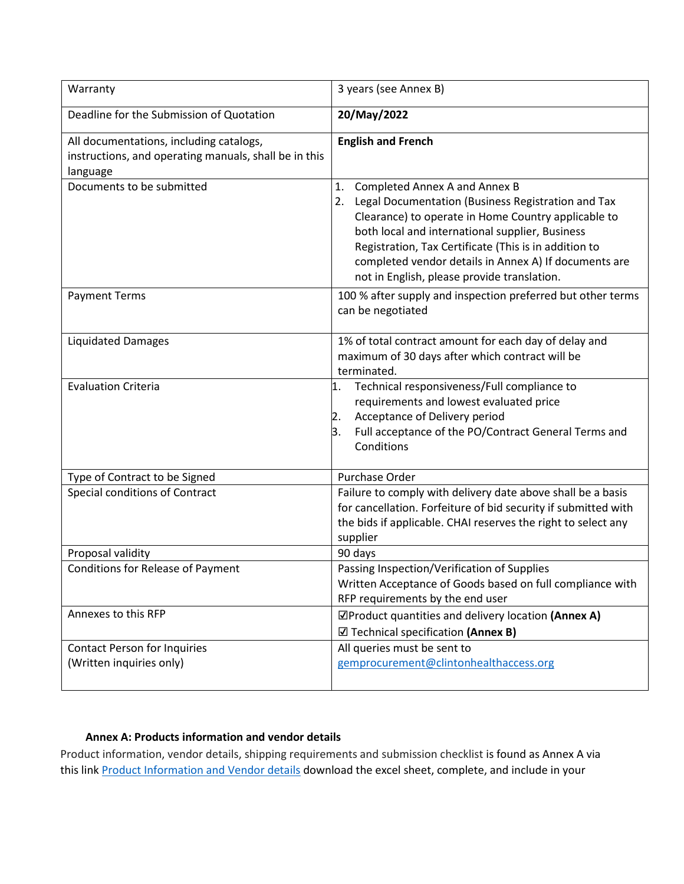| | |
|---|---|
| Warranty | 3 years (see Annex B) |
| Deadline for the Submission of Quotation | **20/May/2022** |
| All documentations, including catalogs, instructions, and operating manuals, shall be in this language | **English and French** |
| Documents to be submitted | 1. Completed Annex A and Annex B<br>2. Legal Documentation (Business Registration and Tax Clearance) to operate in Home Country applicable to both local and international supplier, Business Registration, Tax Certificate (This is in addition to completed vendor details in Annex A) If documents are not in English, please provide translation. |
| Payment Terms | 100 % after supply and inspection preferred but other terms can be negotiated |
| Liquidated Damages | 1% of total contract amount for each day of delay and maximum of 30 days after which contract will be terminated. |
| Evaluation Criteria | 1. Technical responsiveness/Full compliance to requirements and lowest evaluated price<br>2. Acceptance of Delivery period<br>3. Full acceptance of the PO/Contract General Terms and Conditions |
| Type of Contract to be Signed | Purchase Order |
| Special conditions of Contract | Failure to comply with delivery date above shall be a basis for cancellation. Forfeiture of bid security if submitted with the bids if applicable. CHAI reserves the right to select any supplier |
| Proposal validity | 90 days |
| Conditions for Release of Payment | Passing Inspection/Verification of Supplies<br>Written Acceptance of Goods based on full compliance with RFP requirements by the end user |
| Annexes to this RFP | ☑Product quantities and delivery location **(Annex A)**<br>☑ Technical specification **(Annex B)** |
| Contact Person for Inquiries<br>(Written inquiries only) | All queries must be sent to gemprocurement@clintonhealthaccess.org |

**Annex A: Products information and vendor details**

Product information, vendor details, shipping requirements and submission checklist is found as Annex A via this link Product Information and Vendor details download the excel sheet, complete, and include in your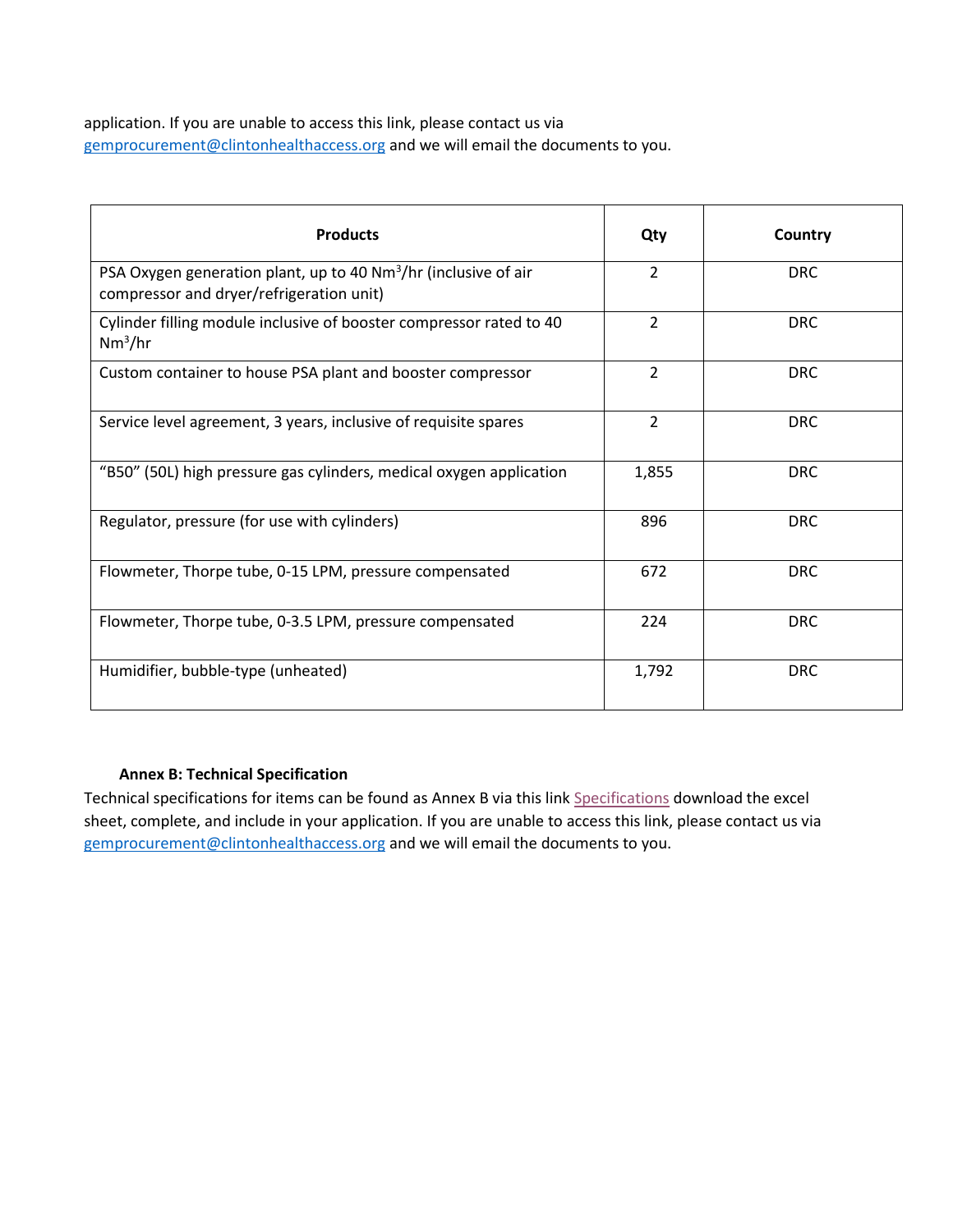application. If you are unable to access this link, please contact us via gemprocurement@clintonhealthaccess.org and we will email the documents to you.

| Products | Qty | Country |
|---|---|---|
| PSA Oxygen generation plant, up to 40 $Nm^3$/hr (inclusive of air compressor and dryer/refrigeration unit) | 2 | DRC |
| Cylinder filling module inclusive of booster compressor rated to 40 $Nm^3$/hr | 2 | DRC |
| Custom container to house PSA plant and booster compressor | 2 | DRC |
| Service level agreement, 3 years, inclusive of requisite spares | 2 | DRC |
| "B50" (50L) high pressure gas cylinders, medical oxygen application | 1,855 | DRC |
| Regulator, pressure (for use with cylinders) | 896 | DRC |
| Flowmeter, Thorpe tube, 0-15 LPM, pressure compensated | 672 | DRC |
| Flowmeter, Thorpe tube, 0-3.5 LPM, pressure compensated | 224 | DRC |
| Humidifier, bubble-type (unheated) | 1,792 | DRC |

**Annex B: Technical Specification**

Technical specifications for items can be found as Annex B via this link Specifications download the excel sheet, complete, and include in your application. If you are unable to access this link, please contact us via gemprocurement@clintonhealthaccess.org and we will email the documents to you.